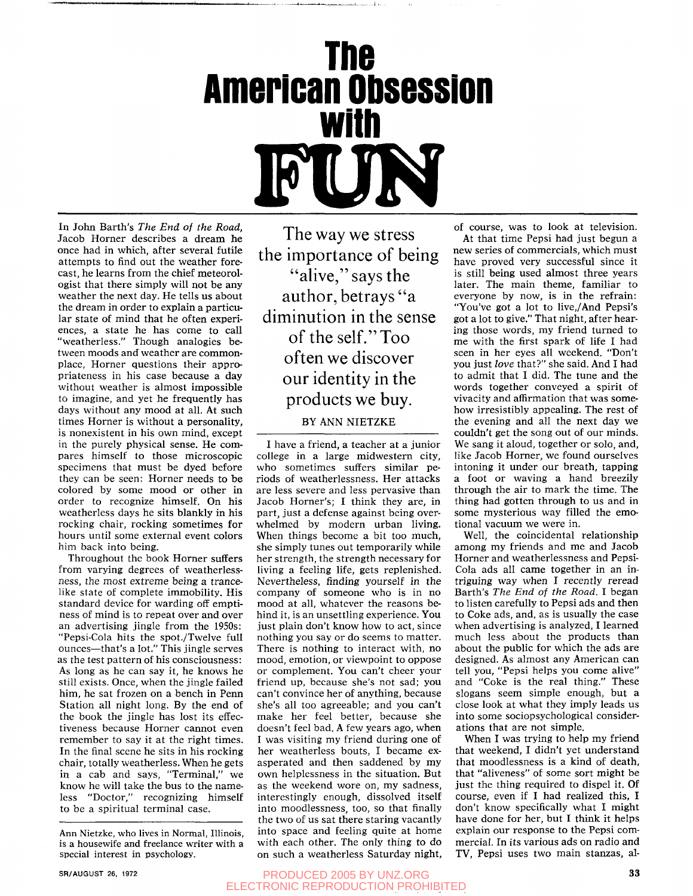# The American Obsession with FUN

**The way we stress the importance of being "alive," says the author, betrays "a diminution in the sense of the self." Too often we discover our identity in the products we buy.**

BY ANN NIETZKE

In John Barth's *The End of the Road,* Jacob Horner describes a dream he once had in which, after several futile attempts to find out the weather forecast, he learns from the chief meteorologist that there simply will not be any weather the next day. He tells us about the dream in order to explain a particular state of mind that he often experiences, a state he has come to call "weatherless." Though analogies between moods and weather are commonplace, Horner questions their appropriateness in his case because a day without weather is almost impossible to imagine, and yet he frequently has days without any mood at all. At such times Horner is without a personality, is nonexistent in his own mind, except in the purely physical sense. He compares himself to those microscopic specimens that must be dyed before they can be seen: Horner needs to be colored by some mood or other in order to recognize himself. On his weatherless days he sits blankly in his rocking chair, rocking sometimes for hours until some external event colors him back into being.

Throughout the book Horner suffers from varying degrees of weatherlessness, the most extreme being a trance-like state of complete immobility. His standard device for warding off emptiness of mind is to repeat over and over an advertising jingle from the 1950s: "Pepsi-Cola hits the spot./Twelve full ounces—that's a lot." This jingle serves as the test pattern of his consciousness: As long as he can say it, he knows he still exists. Once, when the jingle failed him, he sat frozen on a bench in Penn Station all night long. By the end of the book the jingle has lost its effectiveness because Horner cannot even remember to say it at the right times. In the final scene he sits in his rocking chair, totally weatherless. When he gets in a cab and says, "Terminal," we know he will take the bus to the nameless "Doctor," recognizing himself to be a spiritual terminal case.

Ann Nietzke, who lives in Normal, Illinois, is a housewife and freelance writer with a special interest in psychology.

I have a friend, a teacher at a junior college in a large midwestern city, who sometimes suffers similar periods of weatherlessness. Her attacks are less severe and less pervasive than Jacob Horner's; I think they are, in part, just a defense against being overwhelmed by modern urban living. When things become a bit too much, she simply tunes out temporarily while her strength, the strength necessary for living a feeling life, gets replenished. Nevertheless, finding yourself in the company of someone who is in no mood at all, whatever the reasons behind it, is an unsettling experience. You just plain don't know how to act, since nothing you say or do seems to matter. There is nothing to interact with, no mood, emotion, or viewpoint to oppose or complement. You can't cheer your friend up, because she's not sad; you can't convince her of anything, because she's all too agreeable; and you can't make her feel better, because she doesn't feel bad. A few years ago, when I was visiting my friend during one of her weatherless bouts, I became exasperated and then saddened by my own helplessness in the situation. But as the weekend wore on, my sadness, interestingly enough, dissolved itself into moodlessness, too, so that finally the two of us sat there staring vacantly into space and feeling quite at home with each other. The only thing to do on such a weatherless Saturday night, of course, was to look at television.

At that time Pepsi had just begun a new series of commercials, which must have proved very successful since it is still being used almost three years later. The main theme, familiar to everyone by now, is in the refrain: "You've got a lot to live,/And Pepsi's got a lot to give." That night, after hearing those words, my friend turned to me with the first spark of life I had seen in her eyes all weekend. "Don't you just *love* that?" she said. And I had to admit that I did. The tune and the words together conveyed a spirit of vivacity and affirmation that was somehow irresistibly appealing. The rest of the evening and all the next day we couldn't get the song out of our minds. We sang it aloud, together or solo, and, like Jacob Horner, we found ourselves intoning it under our breath, tapping a foot or waving a hand breezily through the air to mark the time. The thing had gotten through to us and in some mysterious way filled the emotional vacuum we were in.

Well, the coincidental relationship among my friends and me and Jacob Horner and weatherlessness and Pepsi-Cola ads all came together in an intriguing way when I recently reread Barth's *The End of the Road.* I began to listen carefully to Pepsi ads and then to Coke ads, and, as is usually the case when advertising is analyzed, I learned much less about the products than about the public for which the ads are designed. As almost any American can tell you, "Pepsi helps you come alive" and "Coke is the real thing." These slogans seem simple enough, but a close look at what they imply leads us into some sociopsychological considerations that are not simple.

When I was trying to help my friend that weekend, I didn't yet understand that moodlessness is a kind of death, that "aliveness" of some sort might be just the thing required to dispel it. Of course, even if I had realized this, I don't know specifically what I might have done for her, but I think it helps explain our response to the Pepsi commercial. In its various ads on radio and TV, Pepsi uses two main stanzas, al-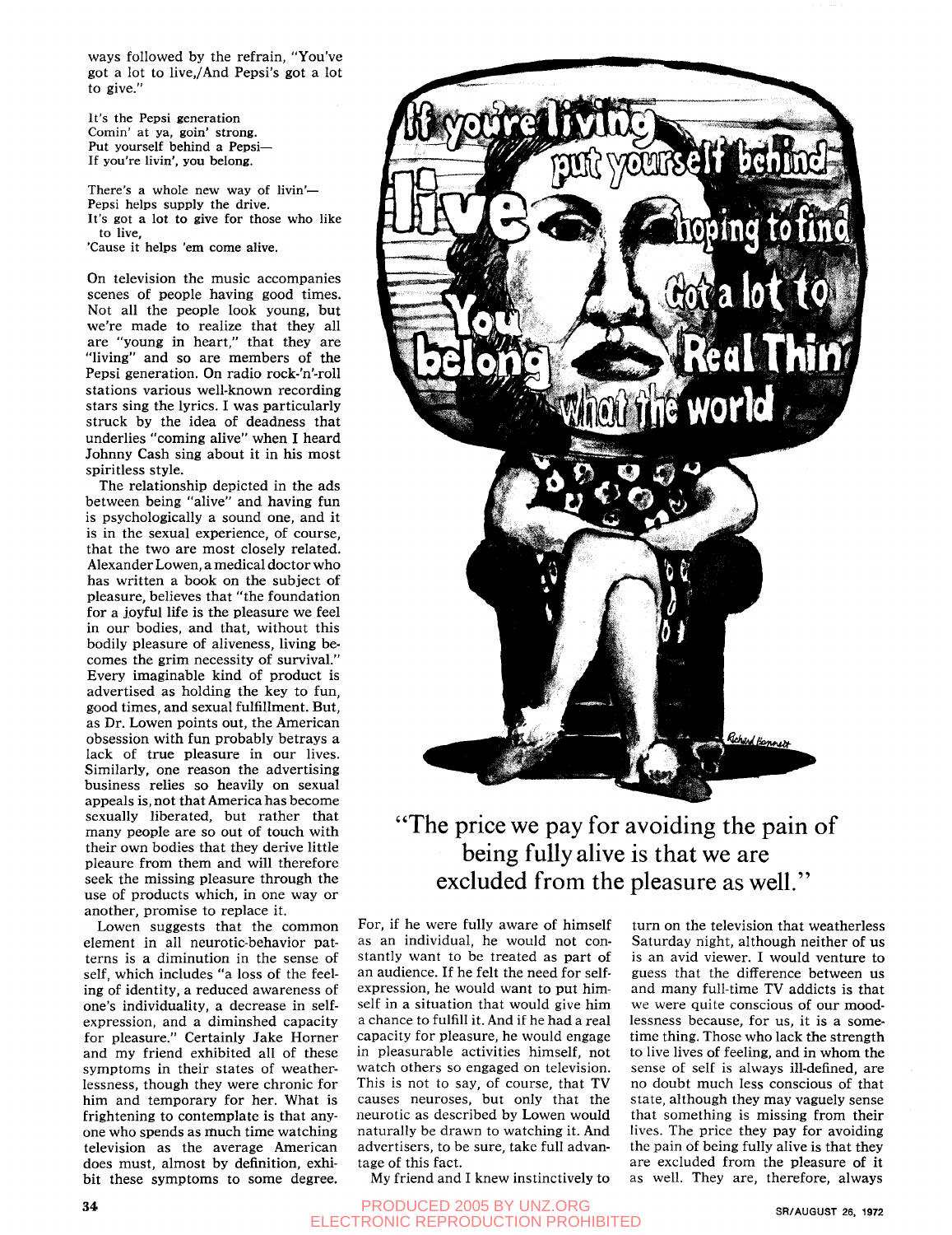ways followed by the refrain, "You've got a lot to live,/And Pepsi's got a lot to give."

It's the Pepsi generation
Comin' at ya, goin' strong.
Put yourself behind a Pepsi—
If you're livin', you belong.

There's a whole new way of livin'—
Pepsi helps supply the drive.
It's got a lot to give for those who like to live,
'Cause it helps 'em come alive.

On television the music accompanies scenes of people having good times. Not all the people look young, but we're made to realize that they all are "young in heart," that they are "living" and so are members of the Pepsi generation. On radio rock-'n'-roll stations various well-known recording stars sing the lyrics. I was particularly struck by the idea of deadness that underlies "coming alive" when I heard Johnny Cash sing about it in his most spiritless style.

The relationship depicted in the ads between being "alive" and having fun is psychologically a sound one, and it is in the sexual experience, of course, that the two are most closely related. Alexander Lowen, a medical doctor who has written a book on the subject of pleasure, believes that "the foundation for a joyful life is the pleasure we feel in our bodies, and that, without this bodily pleasure of aliveness, living becomes the grim necessity of survival." Every imaginable kind of product is advertised as holding the key to fun, good times, and sexual fulfillment. But, as Dr. Lowen points out, the American obsession with fun probably betrays a lack of true pleasure in our lives. Similarly, one reason the advertising business relies so heavily on sexual appeals is, not that America has become sexually liberated, but rather that many people are so out of touch with their own bodies that they derive little pleaure from them and will therefore seek the missing pleasure through the use of products which, in one way or another, promise to replace it.

Lowen suggests that the common element in all neurotic-behavior patterns is a diminution in the sense of self, which includes "a loss of the feeling of identity, a reduced awareness of one's individuality, a decrease in self-expression, and a diminshed capacity for pleasure." Certainly Jake Horner and my friend exhibited all of these symptoms in their states of weatherlessness, though they were chronic for him and temporary for her. What is frightening to contemplate is that anyone who spends as much time watching television as the average American does must, almost by definition, exhibit these symptoms to some degree.

"The price we pay for avoiding the pain of being fully alive is that we are excluded from the pleasure as well."

For, if he were fully aware of himself as an individual, he would not constantly want to be treated as part of an audience. If he felt the need for self-expression, he would want to put himself in a situation that would give him a chance to fulfill it. And if he had a real capacity for pleasure, he would engage in pleasurable activities himself, not watch others so engaged on television. This is not to say, of course, that TV causes neuroses, but only that the neurotic as described by Lowen would naturally be drawn to watching it. And advertisers, to be sure, take full advantage of this fact.

My friend and I knew instinctively to turn on the television that weatherless Saturday night, although neither of us is an avid viewer. I would venture to guess that the difference between us and many full-time TV addicts is that we were quite conscious of our moodlessness because, for us, it is a sometime thing. Those who lack the strength to live lives of feeling, and in whom the sense of self is always ill-defined, are no doubt much less conscious of that state, although they may vaguely sense that something is missing from their lives. The price they pay for avoiding the pain of being fully alive is that they are excluded from the pleasure of it as well. They are, therefore, always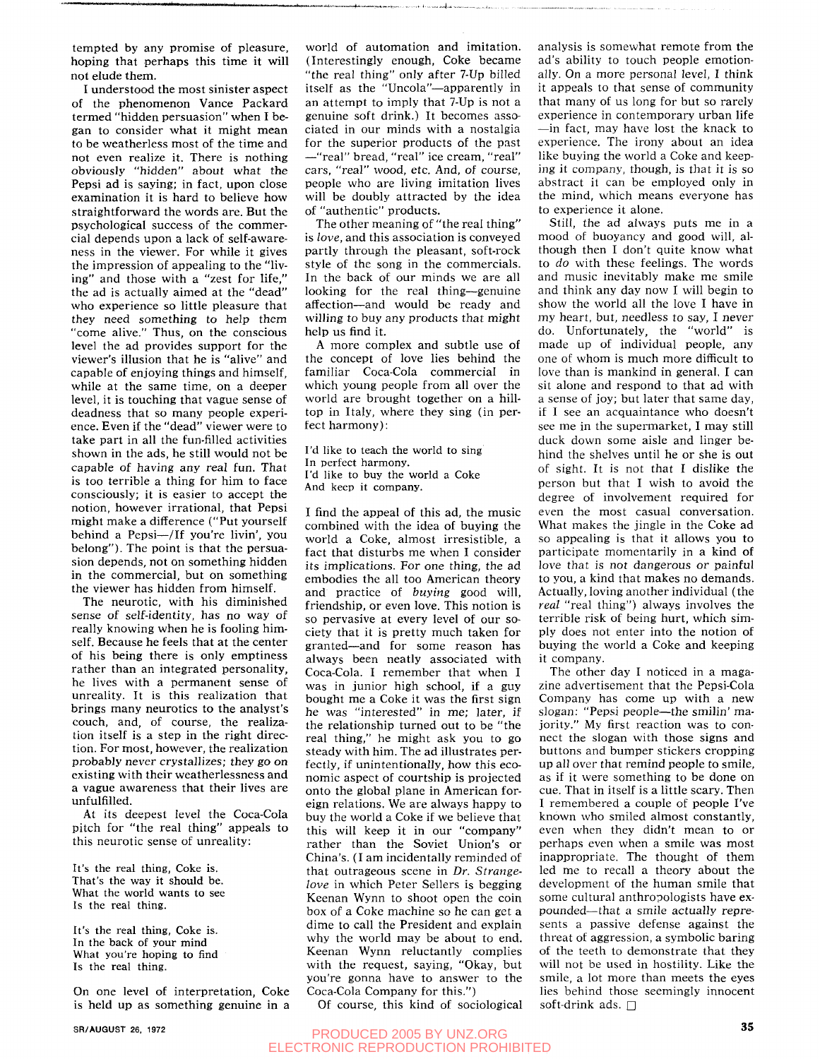tempted by any promise of pleasure, hoping that perhaps this time it will not elude them.

I understood the most sinister aspect of the phenomenon Vance Packard termed "hidden persuasion" when I began to consider what it might mean to be weatherless most of the time and not even realize it. There is nothing obviously "hidden" about what the Pepsi ad is saying; in fact, upon close examination it is hard to believe how straightforward the words are. But the psychological success of the commercial depends upon a lack of self-awareness in the viewer. For while it gives the impression of appealing to the "living" and those with a "zest for life," the ad is actually aimed at the "dead" who experience so little pleasure that they need *something* to help them "come alive." Thus, on the conscious level the ad provides support for the viewer's illusion that he is "alive" and capable of enjoying things and himself, while at the same time, on a deeper level, it is touching that vague sense of deadness that so many people experience. Even if the "dead" viewer were to take part in all the fun-filled activities shown in the ads, he still would not be capable of having any real fun. That is too terrible a thing for him to face consciously; it is easier to accept the notion, however irrational, that Pepsi might make a difference ("Put yourself behind a Pepsi—/If you're livin', you belong"). The point is that the persuasion depends, not on something hidden in the commercial, but on something the viewer has hidden from himself.

The neurotic, with his diminished sense of self-identity, has no way of really knowing when he is fooling himself. Because he feels that at the center of his being there is only emptiness rather than an integrated personality, he lives with a permanent sense of unreality. It is this realization that brings many neurotics to the analyst's couch, and, of course, the realization itself is a step in the right direction. For most, however, the realization probably never crystallizes; they go on existing with their weatherlessness and a vague awareness that their lives are unfulfilled.

At its deepest level the Coca-Cola pitch for "the real thing" appeals to this neurotic sense of unreality:

It's the real thing, Coke is.
That's the way it should be.
What the world wants to see
Is the real thing.

It's the real thing, Coke is.
In the back of your mind
What you're hoping to find
Is the real thing.

On one level of interpretation, Coke is held up as something genuine in a world of automation and imitation. (Interestingly enough, Coke became "the real thing" only after 7-Up billed itself as the "Uncola"—apparently in an attempt to imply that 7-Up is not a genuine soft drink.) It becomes associated in our minds with a nostalgia for the superior products of the past—"real" bread, "real" ice cream, "real" cars, "real" wood, etc. And, of course, people who are living imitation lives will be doubly attracted by the idea of "authentic" products.

The other meaning of "the real thing" is *love*, and this association is conveyed partly through the pleasant, soft-rock style of the song in the commercials. In the back of our minds we are all looking for the real thing—genuine affection—and would be ready and willing to buy any products that might help us find it.

A more complex and subtle use of the concept of love lies behind the familiar Coca-Cola commercial in which young people from all over the world are brought together on a hilltop in Italy, where they sing (in perfect harmony):

I'd like to teach the world to sing
In perfect harmony.
I'd like to buy the world a Coke
And keep it company.

I find the appeal of this ad, the music combined with the idea of buying the world a Coke, almost irresistible, a fact that disturbs me when I consider its implications. For one thing, the ad embodies the all too American theory and practice of *buying* good will, friendship, or even love. This notion is so pervasive at every level of our society that it is pretty much taken for granted—and for some reason has always been neatly associated with Coca-Cola. I remember that when I was in junior high school, if a guy bought me a Coke it was the first sign he was "interested" in me; later, if the relationship turned out to be "the real thing," he might ask you to go steady with him. The ad illustrates perfectly, if unintentionally, how this economic aspect of courtship is projected onto the global plane in American foreign relations. We are always happy to buy the world a Coke if we believe that this will keep it in our "company" rather than the Soviet Union's or China's. (I am incidentally reminded of that outrageous scene in *Dr. Strangelove* in which Peter Sellers is begging Keenan Wynn to shoot open the coin box of a Coke machine so he can get a dime to call the President and explain why the world may be about to end. Keenan Wynn reluctantly complies with the request, saying, "Okay, but you're gonna have to answer to the Coca-Cola Company for this.")

Of course, this kind of sociological analysis is somewhat remote from the ad's ability to touch people emotionally. On a more personal level, I think it appeals to that sense of community that many of us long for but so rarely experience in contemporary urban life—in fact, may have lost the knack to experience. The irony about an idea like buying the world a Coke and keeping it company, though, is that it is so abstract it can be employed only in the mind, which means everyone has to experience it alone.

Still, the ad always puts me in a mood of buoyancy and good will, although then I don't quite know what to *do* with these feelings. The words and music inevitably make me smile and think any day now I will begin to show the world all the love I have in my heart, but, needless to say, I never do. Unfortunately, the "world" is made up of individual people, any one of whom is much more difficult to love than is mankind in general. I can sit alone and respond to that ad with a sense of joy; but later that same day, if I see an acquaintance who doesn't see me in the supermarket, I may still duck down some aisle and linger behind the shelves until he or she is out of sight. It is not that I dislike the person but that I wish to avoid the degree of involvement required for even the most casual conversation. What makes the jingle in the Coke ad so appealing is that it allows you to participate momentarily in a kind of love that is not dangerous or painful to you, a kind that makes no demands. Actually, loving another individual (the *real* "real thing") always involves the terrible risk of being hurt, which simply does not enter into the notion of buying the world a Coke and keeping it company.

The other day I noticed in a magazine advertisement that the Pepsi-Cola Company has come up with a new slogan: "Pepsi people—the smilin' majority." My first reaction was to connect the slogan with those signs and buttons and bumper stickers cropping up all over that remind people to smile, as if it were something to be done on cue. That in itself is a little scary. Then I remembered a couple of people I've known who smiled almost constantly, even when they didn't mean to or perhaps even when a smile was most inappropriate. The thought of them led me to recall a theory about the development of the human smile that some cultural anthropologists have expounded—that a smile actually represents a passive defense against the threat of aggression, a symbolic baring of the teeth to demonstrate that they will not be used in hostility. Like the smile, a lot more than meets the eyes lies behind those seemingly innocent soft-drink ads. □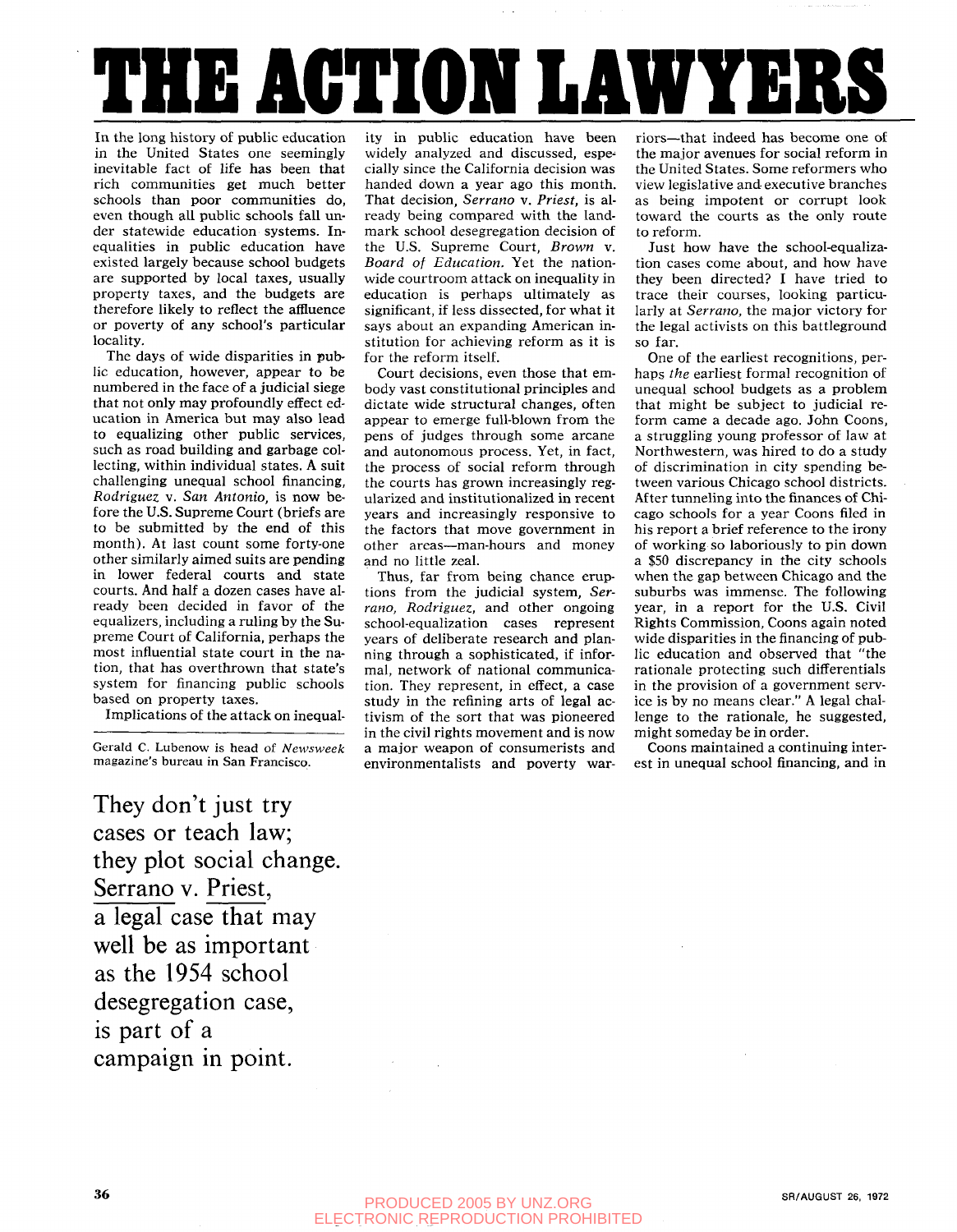# THE ACTION LAWYERS

They don't just try cases or teach law; they plot social change. Serrano v. Priest, a legal case that may well be as important as the 1954 school desegregation case, is part of a campaign in point.

In the long history of public education in the United States one seemingly inevitable fact of life has been that rich communities get much better schools than poor communities do, even though all public schools fall under statewide education systems. Inequalities in public education have existed largely because school budgets are supported by local taxes, usually property taxes, and the budgets are therefore likely to reflect the affluence or poverty of any school's particular locality.

The days of wide disparities in public education, however, appear to be numbered in the face of a judicial siege that not only may profoundly effect education in America but may also lead to equalizing other public services, such as road building and garbage collecting, within individual states. A suit challenging unequal school financing, *Rodriguez* v. *San Antonio*, is now before the U.S. Supreme Court (briefs are to be submitted by the end of this month). At last count some forty-one other similarly aimed suits are pending in lower federal courts and state courts. And half a dozen cases have already been decided in favor of the equalizers, including a ruling by the Supreme Court of California, perhaps the most influential state court in the nation, that has overthrown that state's system for financing public schools based on property taxes.

Implications of the attack on inequality in public education have been widely analyzed and discussed, especially since the California decision was handed down a year ago this month. That decision, *Serrano* v. *Priest*, is already being compared with the landmark school desegregation decision of the U.S. Supreme Court, *Brown* v. *Board of Education*. Yet the nationwide courtroom attack on inequality in education is perhaps ultimately as significant, if less dissected, for what it says about an expanding American institution for achieving reform as it is for the reform itself.

Court decisions, even those that embody vast constitutional principles and dictate wide structural changes, often appear to emerge full-blown from the pens of judges through some arcane and autonomous process. Yet, in fact, the process of social reform through the courts has grown increasingly regularized and institutionalized in recent years and increasingly responsive to the factors that move government in other areas—man-hours and money and no little zeal.

Thus, far from being chance eruptions from the judicial system, *Serrano, Rodriguez*, and other ongoing school-equalization cases represent years of deliberate research and planning through a sophisticated, if informal, network of national communication. They represent, in effect, a case study in the refining arts of legal activism of the sort that was pioneered in the civil rights movement and is now a major weapon of consumerists and environmentalists and poverty warriors—that indeed has become one of the major avenues for social reform in the United States. Some reformers who view legislative and executive branches as being impotent or corrupt look toward the courts as the only route to reform.

Just how have the school-equalization cases come about, and how have they been directed? I have tried to trace their courses, looking particularly at *Serrano*, the major victory for the legal activists on this battleground so far.

One of the earliest recognitions, perhaps *the* earliest formal recognition of unequal school budgets as a problem that might be subject to judicial reform came a decade ago. John Coons, a struggling young professor of law at Northwestern, was hired to do a study of discrimination in city spending between various Chicago school districts. After tunneling into the finances of Chicago schools for a year Coons filed in his report a brief reference to the irony of working so laboriously to pin down a $50 discrepancy in the city schools when the gap between Chicago and the suburbs was immense. The following year, in a report for the U.S. Civil Rights Commission, Coons again noted wide disparities in the financing of public education and observed that "the rationale protecting such differentials in the provision of a government service is by no means clear." A legal challenge to the rationale, he suggested, might someday be in order.

Coons maintained a continuing interest in unequal school financing, and in

Gerald C. Lubenow is head of *Newsweek* magazine's bureau in San Francisco.